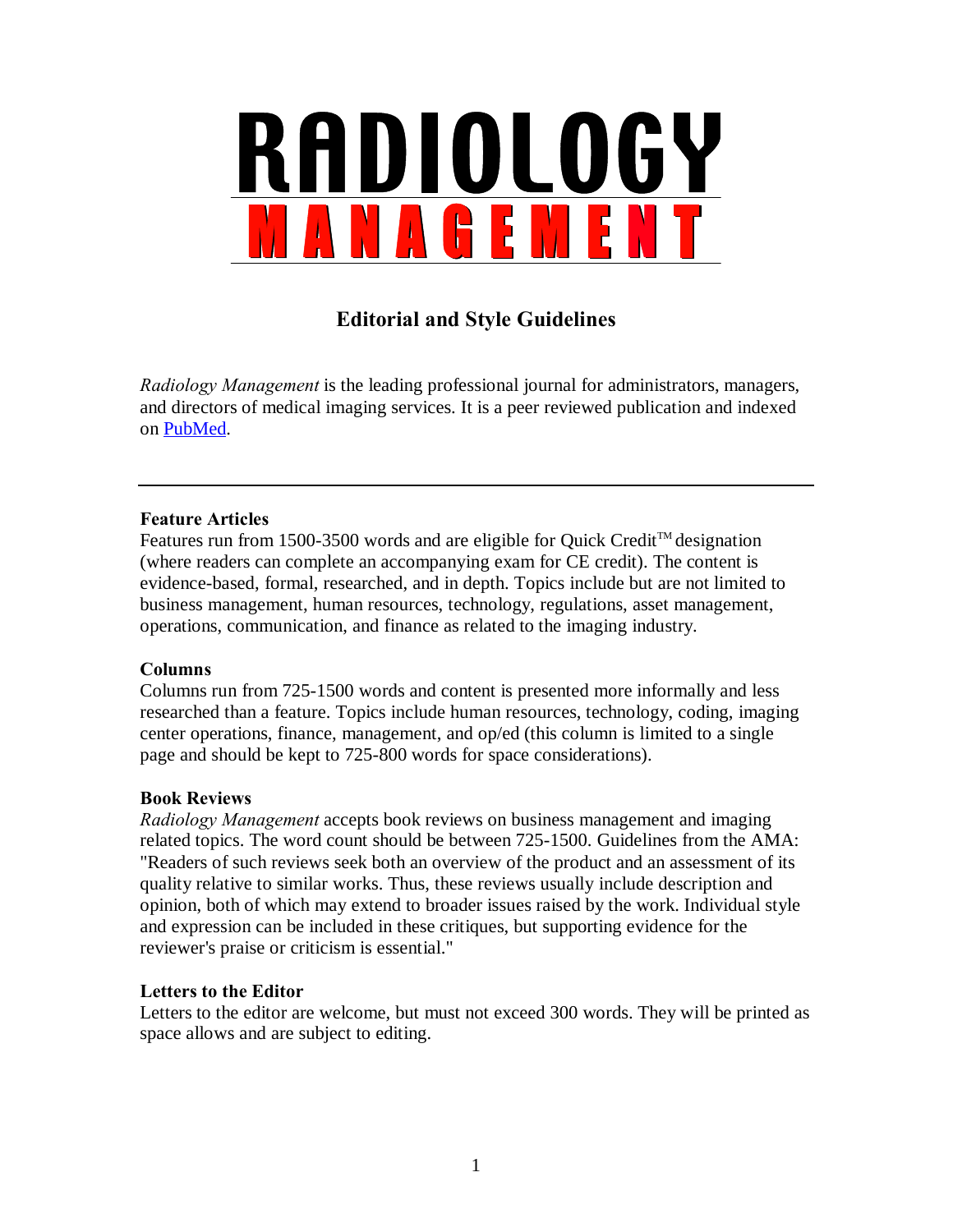# RADIOLOGY MANAGEMENT

## Editorial and Style Guidelines

*Radiology Management* is the leading professional journal for administrators, managers, and directors of medical imaging services. It is a peer reviewed publication and indexed on PubMed.

---

**Feature Articles**

Features run from 1500-3500 words and are eligible for Quick Credit™ designation (where readers can complete an accompanying exam for CE credit). The content is evidence-based, formal, researched, and in depth. Topics include but are not limited to business management, human resources, technology, regulations, asset management, operations, communication, and finance as related to the imaging industry.

**Columns**

Columns run from 725-1500 words and content is presented more informally and less researched than a feature. Topics include human resources, technology, coding, imaging center operations, finance, management, and op/ed (this column is limited to a single page and should be kept to 725-800 words for space considerations).

**Book Reviews**

*Radiology Management* accepts book reviews on business management and imaging related topics. The word count should be between 725-1500. Guidelines from the AMA: "Readers of such reviews seek both an overview of the product and an assessment of its quality relative to similar works. Thus, these reviews usually include description and opinion, both of which may extend to broader issues raised by the work. Individual style and expression can be included in these critiques, but supporting evidence for the reviewer's praise or criticism is essential."

**Letters to the Editor**

Letters to the editor are welcome, but must not exceed 300 words. They will be printed as space allows and are subject to editing.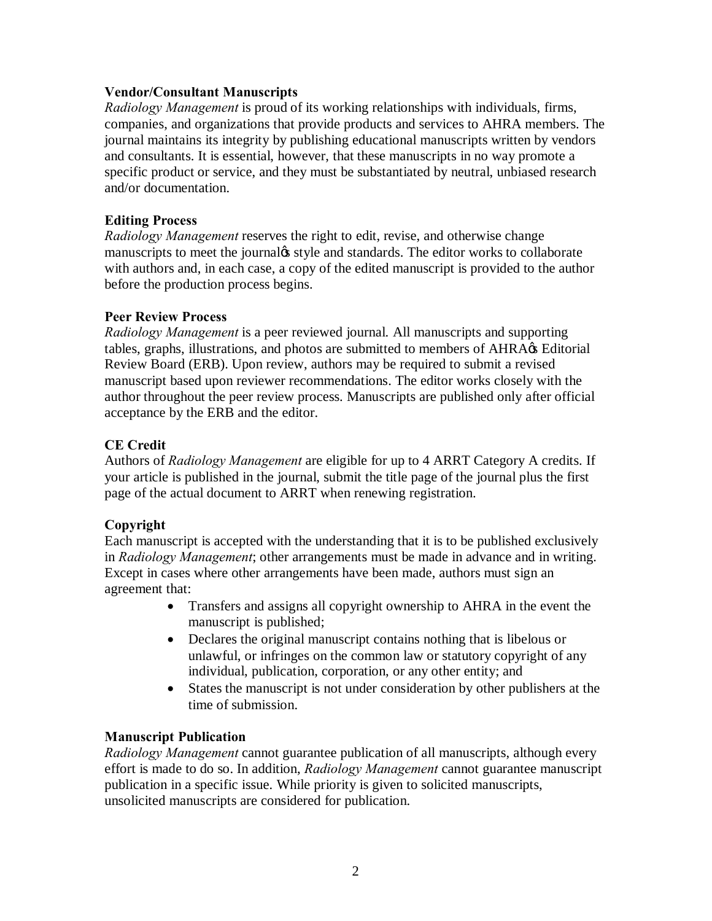### Vendor/Consultant Manuscripts

*Radiology Management* is proud of its working relationships with individuals, firms, companies, and organizations that provide products and services to AHRA members. The journal maintains its integrity by publishing educational manuscripts written by vendors and consultants. It is essential, however, that these manuscripts in no way promote a specific product or service, and they must be substantiated by neutral, unbiased research and/or documentation.

### Editing Process

*Radiology Management* reserves the right to edit, revise, and otherwise change manuscripts to meet the journal's style and standards. The editor works to collaborate with authors and, in each case, a copy of the edited manuscript is provided to the author before the production process begins.

### Peer Review Process

*Radiology Management* is a peer reviewed journal. All manuscripts and supporting tables, graphs, illustrations, and photos are submitted to members of AHRA's Editorial Review Board (ERB). Upon review, authors may be required to submit a revised manuscript based upon reviewer recommendations. The editor works closely with the author throughout the peer review process. Manuscripts are published only after official acceptance by the ERB and the editor.

### CE Credit

Authors of *Radiology Management* are eligible for up to 4 ARRT Category A credits. If your article is published in the journal, submit the title page of the journal plus the first page of the actual document to ARRT when renewing registration.

### Copyright

Each manuscript is accepted with the understanding that it is to be published exclusively in *Radiology Management*; other arrangements must be made in advance and in writing. Except in cases where other arrangements have been made, authors must sign an agreement that:

- Transfers and assigns all copyright ownership to AHRA in the event the manuscript is published;
- Declares the original manuscript contains nothing that is libelous or unlawful, or infringes on the common law or statutory copyright of any individual, publication, corporation, or any other entity; and
- States the manuscript is not under consideration by other publishers at the time of submission.

### Manuscript Publication

*Radiology Management* cannot guarantee publication of all manuscripts, although every effort is made to do so. In addition, *Radiology Management* cannot guarantee manuscript publication in a specific issue. While priority is given to solicited manuscripts, unsolicited manuscripts are considered for publication.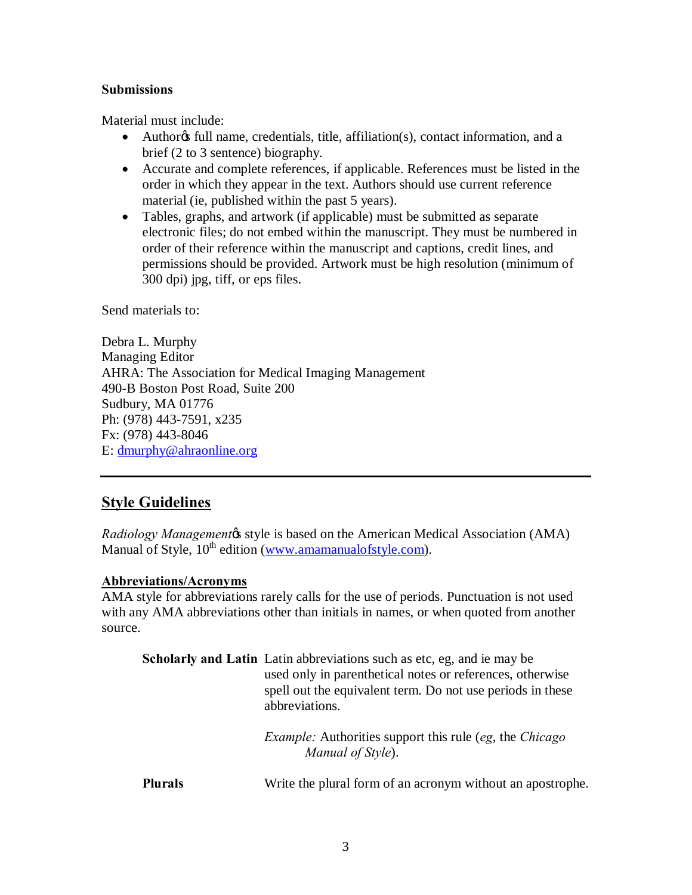**Submissions**

Material must include:

- Author's full name, credentials, title, affiliation(s), contact information, and a brief (2 to 3 sentence) biography.
- Accurate and complete references, if applicable. References must be listed in the order in which they appear in the text. Authors should use current reference material (ie, published within the past 5 years).
- Tables, graphs, and artwork (if applicable) must be submitted as separate electronic files; do not embed within the manuscript. They must be numbered in order of their reference within the manuscript and captions, credit lines, and permissions should be provided. Artwork must be high resolution (minimum of 300 dpi) jpg, tiff, or eps files.

Send materials to:

Debra L. Murphy
Managing Editor
AHRA: The Association for Medical Imaging Management
490-B Boston Post Road, Suite 200
Sudbury, MA 01776
Ph: (978) 443-7591, x235
Fx: (978) 443-8046
E: dmurphy@ahraonline.org

---

## Style Guidelines

*Radiology Management*'s style is based on the American Medical Association (AMA) Manual of Style, 10th edition (www.amamanualofstyle.com).

### Abbreviations/Acronyms

AMA style for abbreviations rarely calls for the use of periods. Punctuation is not used with any AMA abbreviations other than initials in names, or when quoted from another source.

**Scholarly and Latin** Latin abbreviations such as etc, eg, and ie may be used only in parenthetical notes or references, otherwise spell out the equivalent term. Do not use periods in these abbreviations.

*Example:* Authorities support this rule (*eg*, the *Chicago Manual of Style*).

**Plurals** Write the plural form of an acronym without an apostrophe.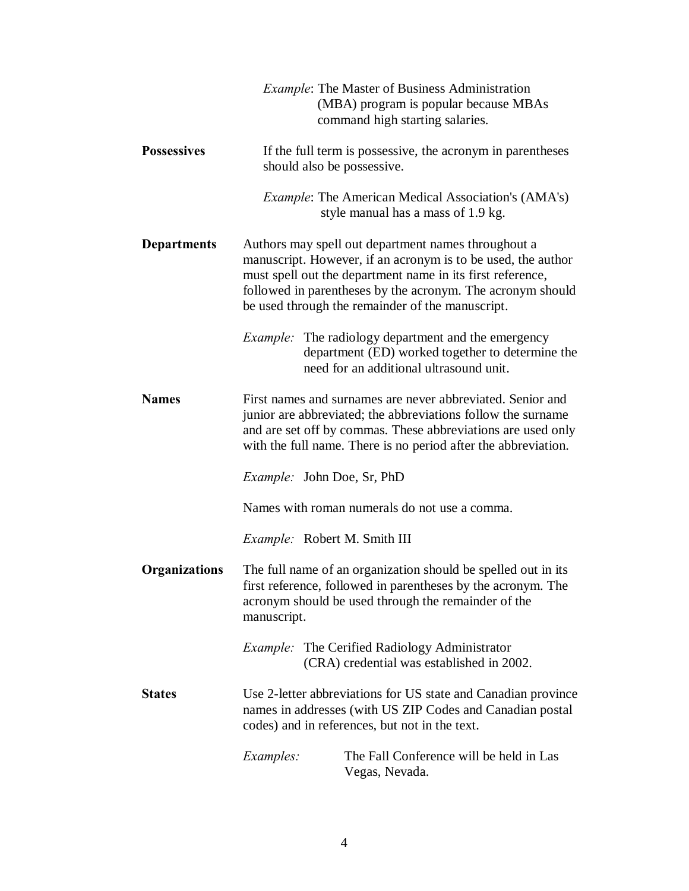*Example*: The Master of Business Administration (MBA) program is popular because MBAs command high starting salaries.

**Possessives**

If the full term is possessive, the acronym in parentheses should also be possessive.

*Example*: The American Medical Association's (AMA's) style manual has a mass of 1.9 kg.

**Departments**

Authors may spell out department names throughout a manuscript. However, if an acronym is to be used, the author must spell out the department name in its first reference, followed in parentheses by the acronym. The acronym should be used through the remainder of the manuscript.

*Example:* The radiology department and the emergency department (ED) worked together to determine the need for an additional ultrasound unit.

**Names**

First names and surnames are never abbreviated. Senior and junior are abbreviated; the abbreviations follow the surname and are set off by commas. These abbreviations are used only with the full name. There is no period after the abbreviation.

*Example:* John Doe, Sr, PhD

Names with roman numerals do not use a comma.

*Example:* Robert M. Smith III

**Organizations**

The full name of an organization should be spelled out in its first reference, followed in parentheses by the acronym. The acronym should be used through the remainder of the manuscript.

*Example:* The Cerified Radiology Administrator (CRA) credential was established in 2002.

**States**

Use 2-letter abbreviations for US state and Canadian province names in addresses (with US ZIP Codes and Canadian postal codes) and in references, but not in the text.

*Examples:* The Fall Conference will be held in Las Vegas, Nevada.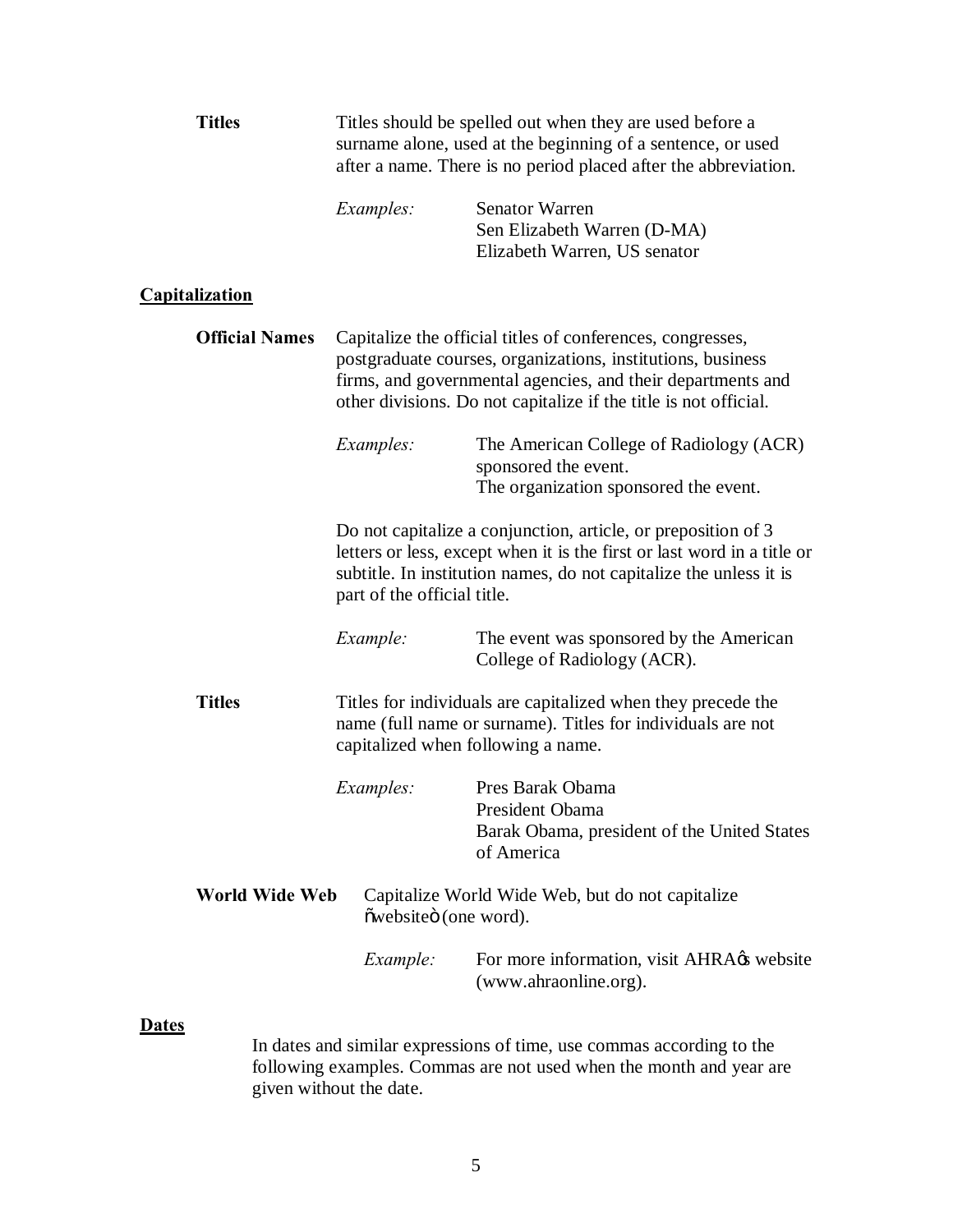**Titles**

Titles should be spelled out when they are used before a surname alone, used at the beginning of a sentence, or used after a name. There is no period placed after the abbreviation.

*Examples:*
Senator Warren
Sen Elizabeth Warren (D-MA)
Elizabeth Warren, US senator

## Capitalization

**Official Names**

Capitalize the official titles of conferences, congresses, postgraduate courses, organizations, institutions, business firms, and governmental agencies, and their departments and other divisions. Do not capitalize if the title is not official.

*Examples:*
The American College of Radiology (ACR) sponsored the event.
The organization sponsored the event.

Do not capitalize a conjunction, article, or preposition of 3 letters or less, except when it is the first or last word in a title or subtitle. In institution names, do not capitalize the unless it is part of the official title.

*Example:*
The event was sponsored by the American College of Radiology (ACR).

**Titles**

Titles for individuals are capitalized when they precede the name (full name or surname). Titles for individuals are not capitalized when following a name.

*Examples:*
Pres Barak Obama
President Obama
Barak Obama, president of the United States of America

**World Wide Web**

Capitalize World Wide Web, but do not capitalize "website" (one word).

*Example:*
For more information, visit AHRA's website (www.ahraonline.org).

## Dates

In dates and similar expressions of time, use commas according to the following examples. Commas are not used when the month and year are given without the date.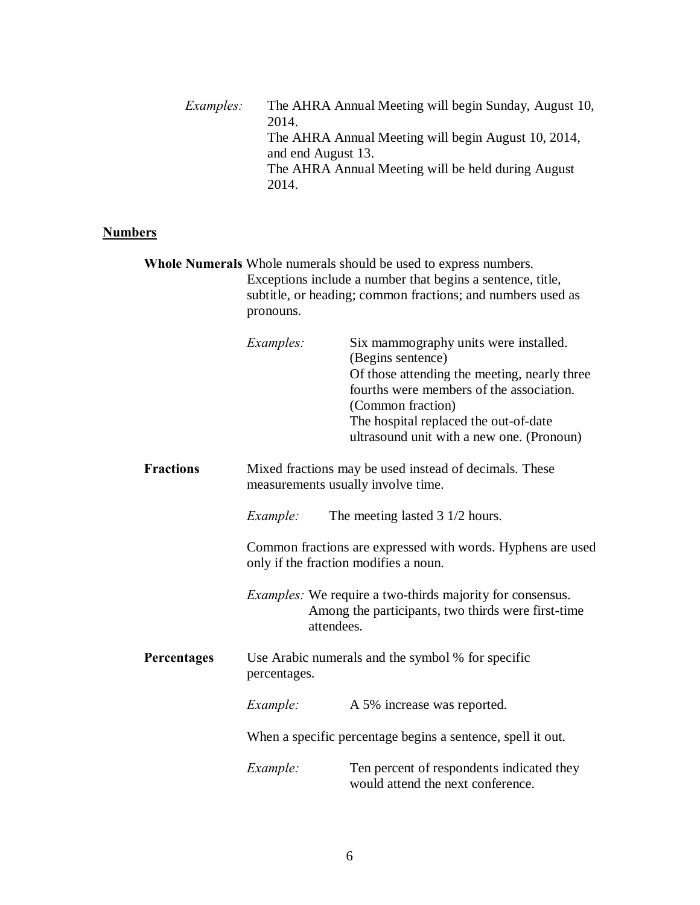*Examples:* The AHRA Annual Meeting will begin Sunday, August 10, 2014.
The AHRA Annual Meeting will begin August 10, 2014, and end August 13.
The AHRA Annual Meeting will be held during August 2014.

## Numbers

**Whole Numerals** Whole numerals should be used to express numbers. Exceptions include a number that begins a sentence, title, subtitle, or heading; common fractions; and numbers used as pronouns.

*Examples:* Six mammography units were installed. (Begins sentence)
Of those attending the meeting, nearly three fourths were members of the association. (Common fraction)
The hospital replaced the out-of-date ultrasound unit with a new one. (Pronoun)

**Fractions** Mixed fractions may be used instead of decimals. These measurements usually involve time.

*Example:* The meeting lasted 3 1/2 hours.

Common fractions are expressed with words. Hyphens are used only if the fraction modifies a noun.

*Examples:* We require a two-thirds majority for consensus.
Among the participants, two thirds were first-time attendees.

**Percentages** Use Arabic numerals and the symbol % for specific percentages.

*Example:* A 5% increase was reported.

When a specific percentage begins a sentence, spell it out.

*Example:* Ten percent of respondents indicated they would attend the next conference.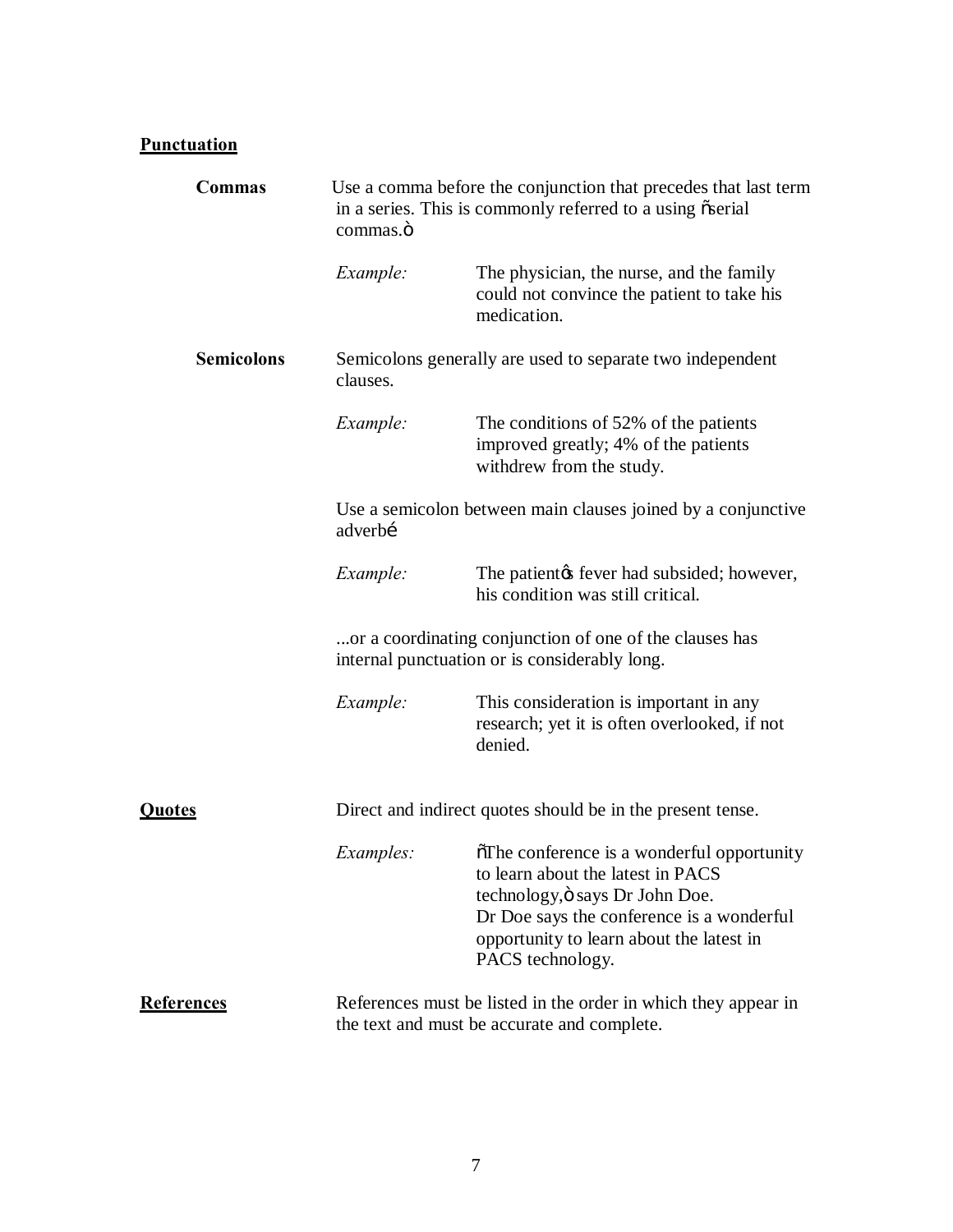## Punctuation

**Commas**

Use a comma before the conjunction that precedes that last term in a series. This is commonly referred to a using "serial commas."

*Example:* The physician, the nurse, and the family could not convince the patient to take his medication.

**Semicolons**

Semicolons generally are used to separate two independent clauses.

*Example:* The conditions of 52% of the patients improved greatly; 4% of the patients withdrew from the study.

Use a semicolon between main clauses joined by a conjunctive adverb…

*Example:* The patient's fever had subsided; however, his condition was still critical.

...or a coordinating conjunction of one of the clauses has internal punctuation or is considerably long.

*Example:* This consideration is important in any research; yet it is often overlooked, if not denied.

## Quotes

Direct and indirect quotes should be in the present tense.

*Examples:* "The conference is a wonderful opportunity to learn about the latest in PACS technology," says Dr John Doe.
Dr Doe says the conference is a wonderful opportunity to learn about the latest in PACS technology.

## References

References must be listed in the order in which they appear in the text and must be accurate and complete.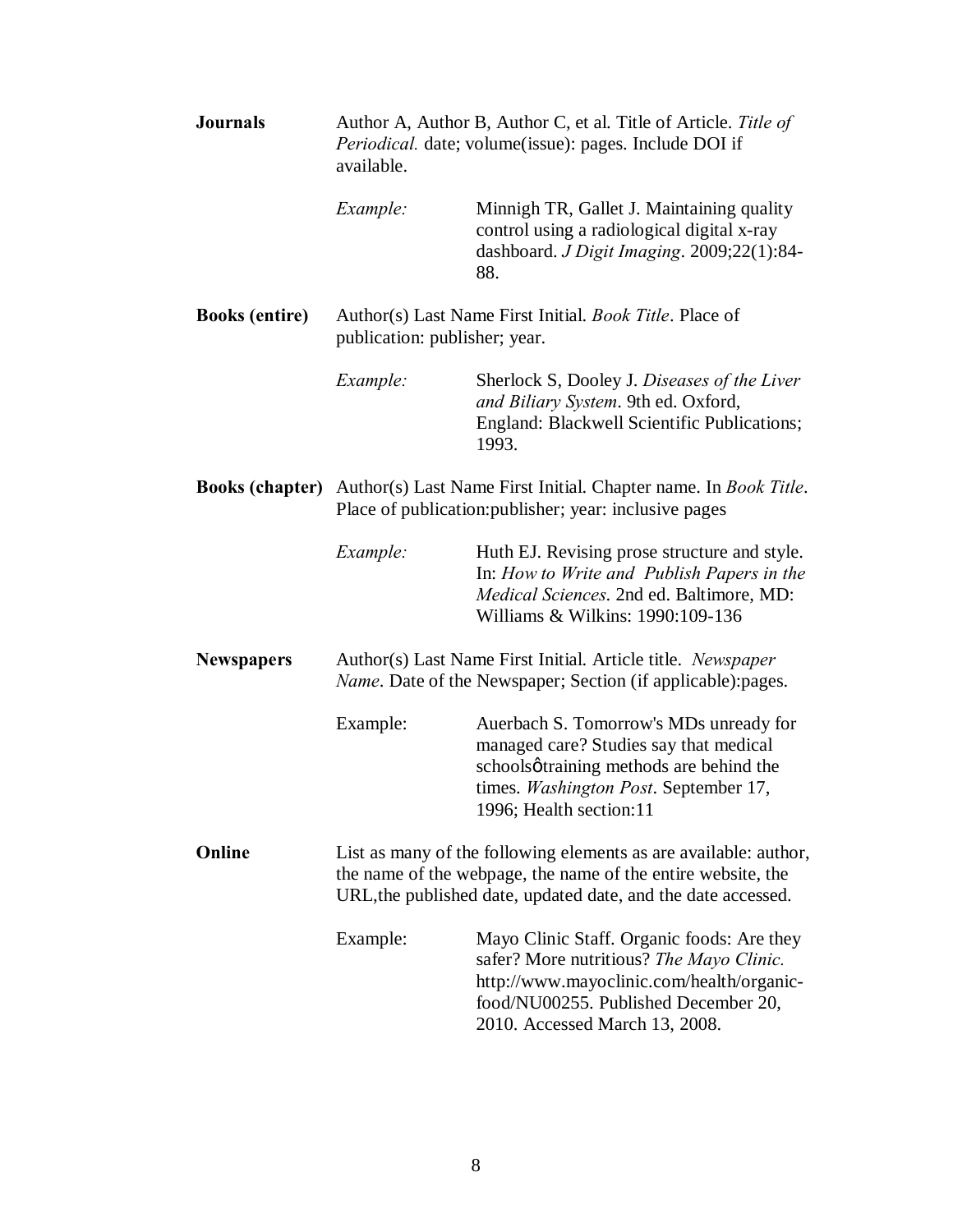**Journals** Author A, Author B, Author C, et al. Title of Article. *Title of Periodical.* date; volume(issue): pages. Include DOI if available.

*Example:* Minnigh TR, Gallet J. Maintaining quality control using a radiological digital x-ray dashboard. *J Digit Imaging*. 2009;22(1):84-88.

**Books (entire)** Author(s) Last Name First Initial. *Book Title*. Place of publication: publisher; year.

*Example:* Sherlock S, Dooley J. *Diseases of the Liver and Biliary System*. 9th ed. Oxford, England: Blackwell Scientific Publications; 1993.

**Books (chapter)** Author(s) Last Name First Initial. Chapter name. In *Book Title*. Place of publication:publisher; year: inclusive pages

*Example:* Huth EJ. Revising prose structure and style. In: *How to Write and Publish Papers in the Medical Sciences*. 2nd ed. Baltimore, MD: Williams & Wilkins: 1990:109-136

**Newspapers** Author(s) Last Name First Initial. Article title. *Newspaper Name*. Date of the Newspaper; Section (if applicable):pages.

Example: Auerbach S. Tomorrow's MDs unready for managed care? Studies say that medical schoolsøtraining methods are behind the times. *Washington Post*. September 17, 1996; Health section:11

**Online** List as many of the following elements as are available: author, the name of the webpage, the name of the entire website, the URL,the published date, updated date, and the date accessed.

Example: Mayo Clinic Staff. Organic foods: Are they safer? More nutritious? *The Mayo Clinic.* http://www.mayoclinic.com/health/organic-food/NU00255. Published December 20, 2010. Accessed March 13, 2008.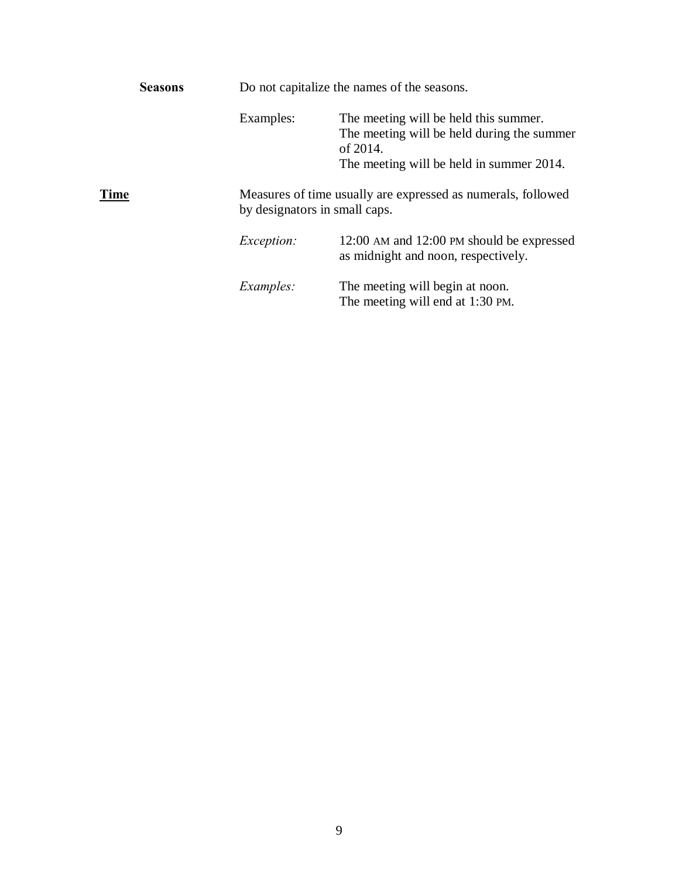**Seasons**

Do not capitalize the names of the seasons.

Examples:

The meeting will be held this summer.
The meeting will be held during the summer of 2014.
The meeting will be held in summer 2014.

**Time**

Measures of time usually are expressed as numerals, followed by designators in small caps.

*Exception:*

12:00 AM and 12:00 PM should be expressed as midnight and noon, respectively.

*Examples:*

The meeting will begin at noon.
The meeting will end at 1:30 PM.